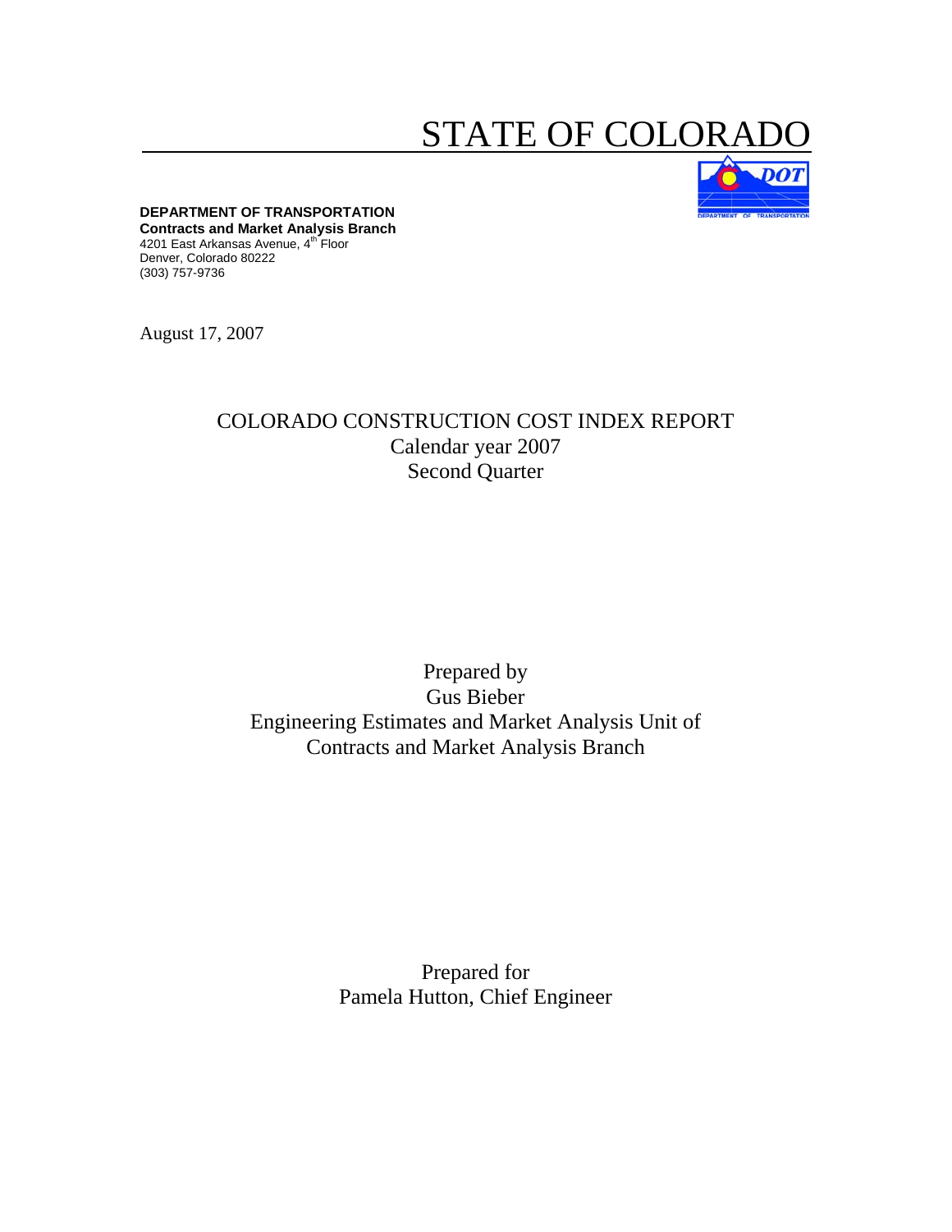# STATE OF COLORADO

**DEPARTMENT OF TRANSPORTATION**
**Contracts and Market Analysis Branch**
4201 East Arkansas Avenue, 4th Floor
Denver, Colorado 80222
(303) 757-9736

August 17, 2007

## COLORADO CONSTRUCTION COST INDEX REPORT
Calendar year 2007
Second Quarter

Prepared by
Gus Bieber
Engineering Estimates and Market Analysis Unit of
Contracts and Market Analysis Branch

Prepared for
Pamela Hutton, Chief Engineer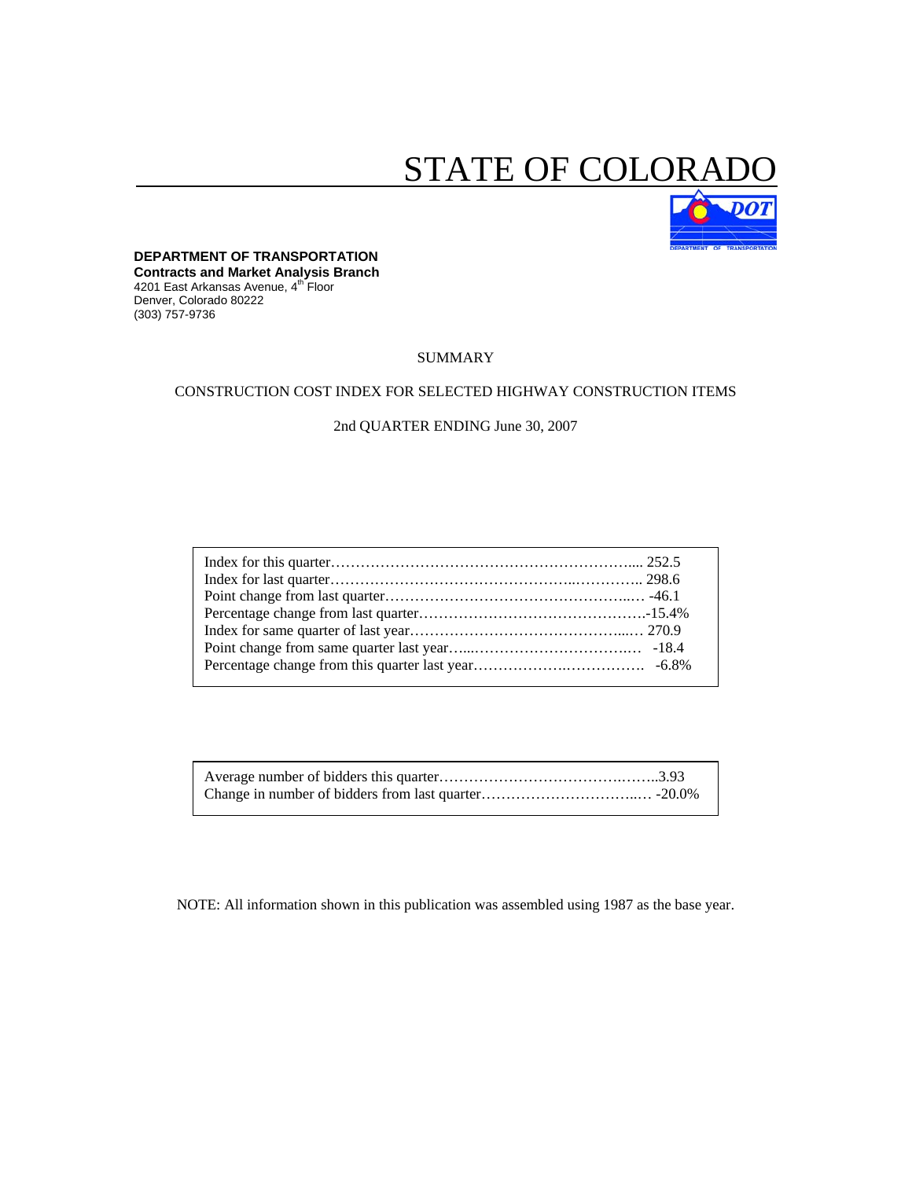# STATE OF COLORADO

**DEPARTMENT OF TRANSPORTATION**
**Contracts and Market Analysis Branch**
4201 East Arkansas Avenue, 4th Floor
Denver, Colorado 80222
(303) 757-9736

SUMMARY

CONSTRUCTION COST INDEX FOR SELECTED HIGHWAY CONSTRUCTION ITEMS

2nd QUARTER ENDING June 30, 2007

| | |
|---|---|
| Index for this quarter | 252.5 |
| Index for last quarter | 298.6 |
| Point change from last quarter | -46.1 |
| Percentage change from last quarter | -15.4% |
| Index for same quarter of last year | 270.9 |
| Point change from same quarter last year | -18.4 |
| Percentage change from this quarter last year | -6.8% |

| | |
|---|---|
| Average number of bidders this quarter | 3.93 |
| Change in number of bidders from last quarter | -20.0% |

NOTE: All information shown in this publication was assembled using 1987 as the base year.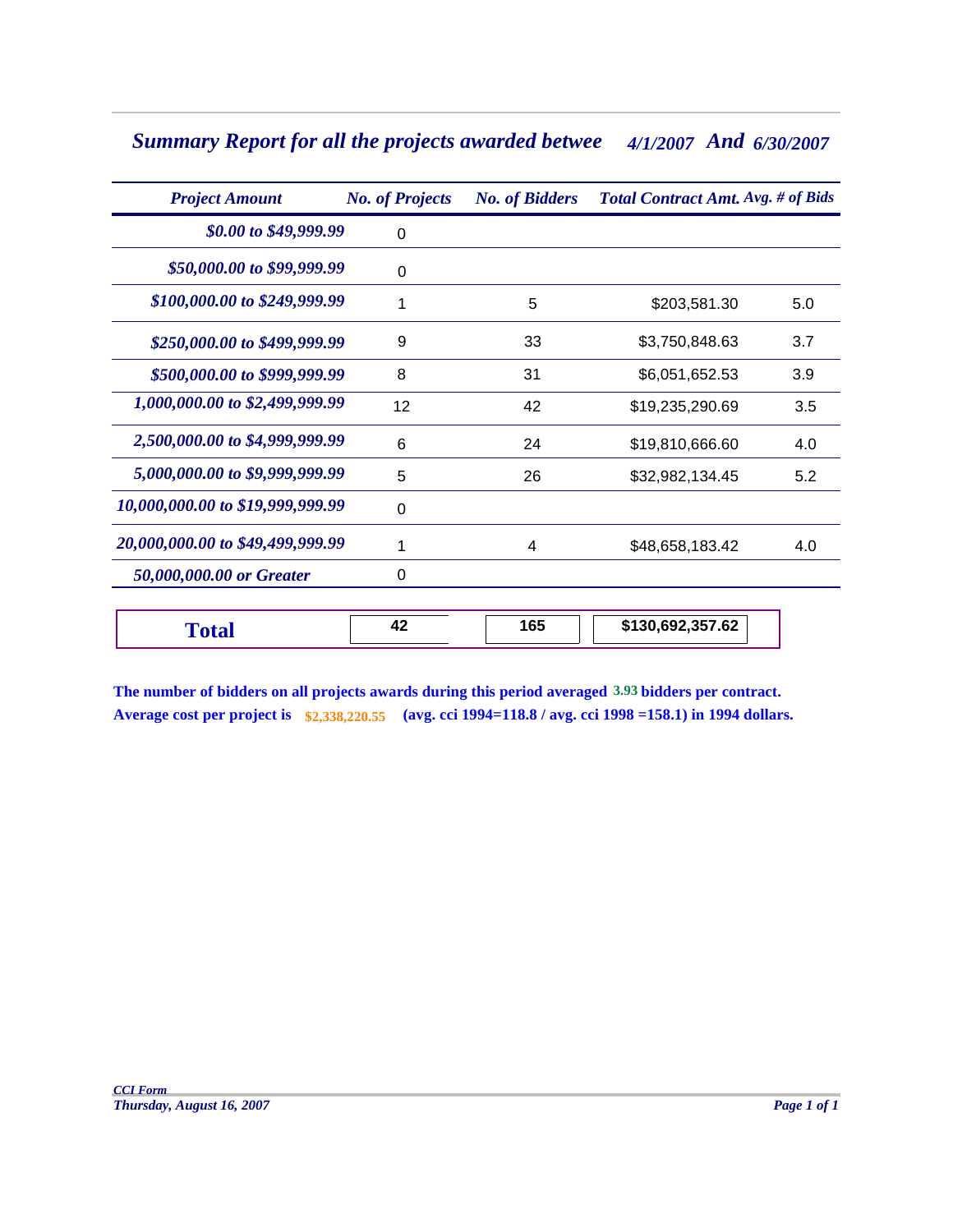## *Summary Report for all the projects awarded betwee 4/1/2007 And 6/30/2007*

| *Project Amount* | *No. of Projects* | *No. of Bidders* | *Total Contract Amt.* | *Avg. # of Bids* |
|---|---|---|---|---|
| *$0.00 to $49,999.99* | 0 | | | |
| *$50,000.00 to $99,999.99* | 0 | | | |
| *$100,000.00 to $249,999.99* | 1 | 5 | $203,581.30 | 5.0 |
| *$250,000.00 to $499,999.99* | 9 | 33 | $3,750,848.63 | 3.7 |
| *$500,000.00 to $999,999.99* | 8 | 31 | $6,051,652.53 | 3.9 |
| *1,000,000.00 to $2,499,999.99* | 12 | 42 | $19,235,290.69 | 3.5 |
| *2,500,000.00 to $4,999,999.99* | 6 | 24 | $19,810,666.60 | 4.0 |
| *5,000,000.00 to $9,999,999.99* | 5 | 26 | $32,982,134.45 | 5.2 |
| *10,000,000.00 to $19,999,999.99* | 0 | | | |
| *20,000,000.00 to $49,499,999.99* | 1 | 4 | $48,658,183.42 | 4.0 |
| *50,000,000.00 or Greater* | 0 | | | |
| **Total** | **42** | **165** | **$130,692,357.62** | |

**The number of bidders on all projects awards during this period averaged 3.93 bidders per contract.**
**Average cost per project is $2,338,220.55 (avg. cci 1994=118.8 / avg. cci 1998 =158.1) in 1994 dollars.**

*CCI Form*
*Thursday, August 16, 2007*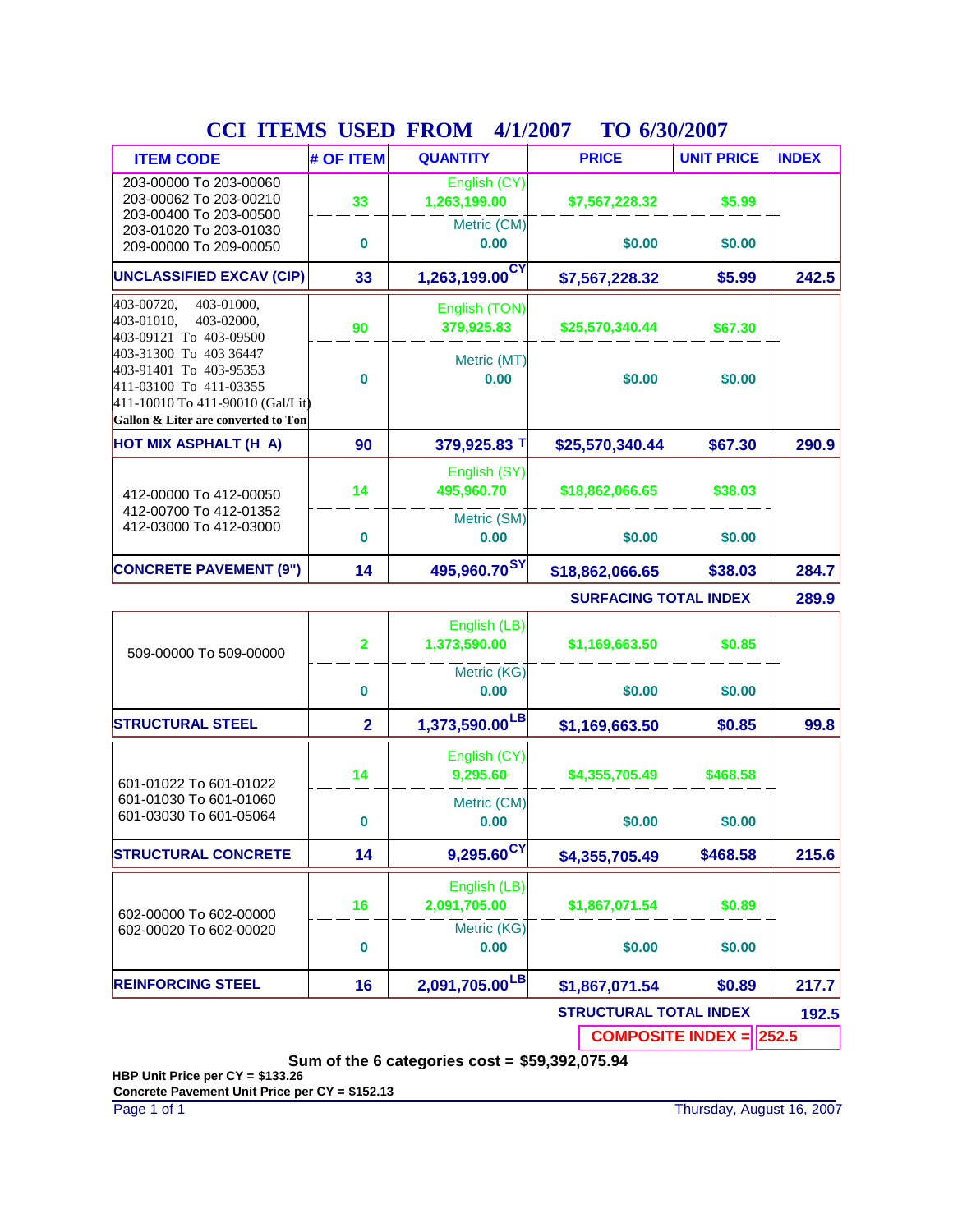# CCI ITEMS USED FROM 4/1/2007 TO 6/30/2007

| ITEM CODE | # OF ITEM | QUANTITY | PRICE | UNIT PRICE | INDEX |
|---|---|---|---|---|---|
| 203-00000 To 203-00060<br>203-00062 To 203-00210<br>203-00400 To 203-00500<br>203-01020 To 203-01030<br>209-00000 To 209-00050 | 33 | English (CY)<br>1,263,199.00 | $7,567,228.32 | $5.99 | |
| | 0 | Metric (CM)<br>0.00 | $0.00 | $0.00 | |
| **UNCLASSIFIED EXCAV (CIP)** | **33** | **1,263,199.00 CY** | **$7,567,228.32** | **$5.99** | **242.5** |
| 403-00720, 403-01000,<br>403-01010, 403-02000,<br>403-09121 To 403-09500<br>403-31300 To 403 36447<br>403-91401 To 403-95353<br>411-03100 To 411-03355<br>411-10010 To 411-90010 (Gal/Lit)<br>**Gallon & Liter are converted to Ton** | 90 | English (TON)<br>379,925.83 | $25,570,340.44 | $67.30 | |
| | 0 | Metric (MT)<br>0.00 | $0.00 | $0.00 | |
| **HOT MIX ASPHALT (H A)** | **90** | **379,925.83 T** | **$25,570,340.44** | **$67.30** | **290.9** |
| 412-00000 To 412-00050<br>412-00700 To 412-01352<br>412-03000 To 412-03000 | 14 | English (SY)<br>495,960.70 | $18,862,066.65 | $38.03 | |
| | 0 | Metric (SM)<br>0.00 | $0.00 | $0.00 | |
| **CONCRETE PAVEMENT (9")** | **14** | **495,960.70 SY** | **$18,862,066.65** | **$38.03** | **284.7** |
| | | | **SURFACING TOTAL INDEX** | | **289.9** |
| 509-00000 To 509-00000 | 2 | English (LB)<br>1,373,590.00 | $1,169,663.50 | $0.85 | |
| | 0 | Metric (KG)<br>0.00 | $0.00 | $0.00 | |
| **STRUCTURAL STEEL** | **2** | **1,373,590.00 LB** | **$1,169,663.50** | **$0.85** | **99.8** |
| 601-01022 To 601-01022<br>601-01030 To 601-01060<br>601-03030 To 601-05064 | 14 | English (CY)<br>9,295.60 | $4,355,705.49 | $468.58 | |
| | 0 | Metric (CM)<br>0.00 | $0.00 | $0.00 | |
| **STRUCTURAL CONCRETE** | **14** | **9,295.60 CY** | **$4,355,705.49** | **$468.58** | **215.6** |
| 602-00000 To 602-00000<br>602-00020 To 602-00020 | 16 | English (LB)<br>2,091,705.00 | $1,867,071.54 | $0.89 | |
| | 0 | Metric (KG)<br>0.00 | $0.00 | $0.00 | |
| **REINFORCING STEEL** | **16** | **2,091,705.00 LB** | **$1,867,071.54** | **$0.89** | **217.7** |
| | | | **STRUCTURAL TOTAL INDEX** | | **192.5** |
| | | | **COMPOSITE INDEX =** | | **252.5** |

**Sum of the 6 categories cost = $59,392,075.94**

**HBP Unit Price per CY = $133.26**

**Concrete Pavement Unit Price per CY = $152.13**

Thursday, August 16, 2007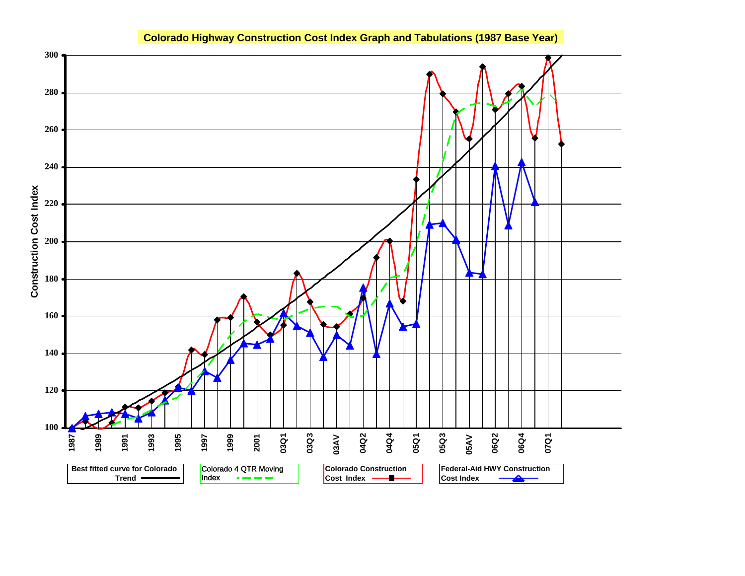# Colorado Highway Construction Cost Index Graph and Tabulations (1987 Base Year)

Construction Cost Index

300
280
260
240
220
200
180
160
140
120
100

1987 1989 1991 1993 1995 1997 1999 2001 03Q1 03Q3 03AV 04Q2 04Q4 05Q1 05Q3 05AV 06Q2 06Q4 07Q1

Best fitted curve for Colorado Trend

Colorado 4 QTR Moving Index

Colorado Construction Cost Index

Federal-Aid HWY Construction Cost Index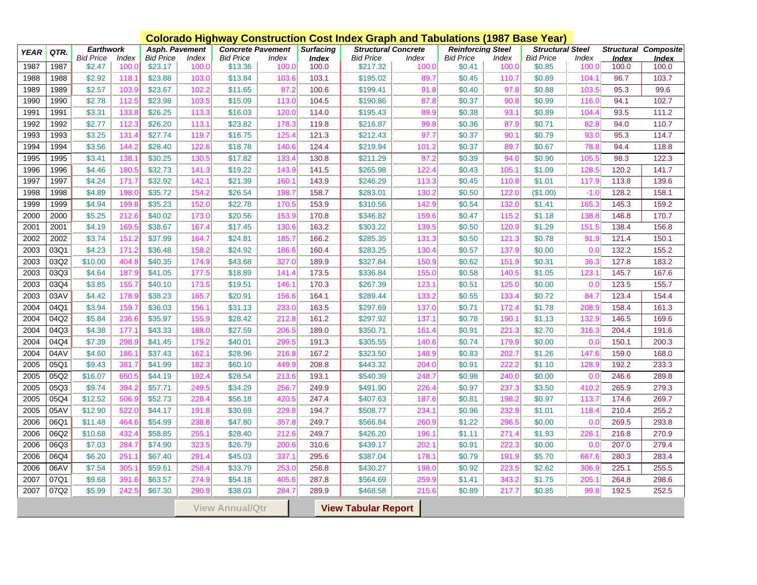# Colorado Highway Construction Cost Index Graph and Tabulations (1987 Base Year)

| YEAR | QTR. | Earthwork | | Asph. Pavement | | Concrete Pavement | | Surfacing | Structural Concrete | | Reinforcing Steel | | Structural Steel | | Structural | Composite |
|---|---|---|---|---|---|---|---|---|---|---|---|---|---|---|---|---|
| | | Bid Price | Index | Bid Price | Index | Bid Price | Index | Index | Bid Price | Index | Bid Price | Index | Bid Price | Index | Index | Index |
| 1987 | 1987 | $2.47 | 100.0 | $23.17 | 100.0 | $13.36 | 100.0 | 100.0 | $217.32 | 100.0 | $0.41 | 100.0 | $0.85 | 100.0 | 100.0 | 100.0 |
| 1988 | 1988 | $2.92 | 118.1 | $23.88 | 103.0 | $13.84 | 103.6 | 103.1 | $195.02 | 89.7 | $0.45 | 110.7 | $0.89 | 104.1 | 96.7 | 103.7 |
| 1989 | 1989 | $2.57 | 103.9 | $23.67 | 102.2 | $11.65 | 87.2 | 100.6 | $199.41 | 91.8 | $0.40 | 97.8 | $0.88 | 103.5 | 95.3 | 99.6 |
| 1990 | 1990 | $2.78 | 112.5 | $23.98 | 103.5 | $15.09 | 113.0 | 104.5 | $190.86 | 87.8 | $0.37 | 90.8 | $0.99 | 116.0 | 94.1 | 102.7 |
| 1991 | 1991 | $3.31 | 133.8 | $26.25 | 113.3 | $16.03 | 120.0 | 114.0 | $195.43 | 89.9 | $0.38 | 93.1 | $0.89 | 104.4 | 93.5 | 111.2 |
| 1992 | 1992 | $2.77 | 112.3 | $26.20 | 113.1 | $23.82 | 178.3 | 119.8 | $216.87 | 99.8 | $0.36 | 87.9 | $0.71 | 82.8 | 94.0 | 110.7 |
| 1993 | 1993 | $3.25 | 131.4 | $27.74 | 119.7 | $16.75 | 125.4 | 121.3 | $212.43 | 97.7 | $0.37 | 90.1 | $0.79 | 93.0 | 95.3 | 114.7 |
| 1994 | 1994 | $3.56 | 144.2 | $28.40 | 122.6 | $18.78 | 140.6 | 124.4 | $219.94 | 101.2 | $0.37 | 89.7 | $0.67 | 78.8 | 94.4 | 118.8 |
| 1995 | 1995 | $3.41 | 138.1 | $30.25 | 130.5 | $17.82 | 133.4 | 130.8 | $211.29 | 97.2 | $0.39 | 94.0 | $0.90 | 105.5 | 98.3 | 122.3 |
| 1996 | 1996 | $4.46 | 180.5 | $32.73 | 141.3 | $19.22 | 143.9 | 141.5 | $265.98 | 122.4 | $0.43 | 105.1 | $1.09 | 128.5 | 120.2 | 141.7 |
| 1997 | 1997 | $4.24 | 171.7 | $32.92 | 142.1 | $21.39 | 160.1 | 143.9 | $246.29 | 113.3 | $0.45 | 110.8 | $1.01 | 117.9 | 113.8 | 139.6 |
| 1998 | 1998 | $4.89 | 198.0 | $35.72 | 154.2 | $26.54 | 198.7 | 158.7 | $283.01 | 130.2 | $0.50 | 122.0 | ($1.00) | -1.0 | 128.2 | 158.1 |
| 1999 | 1999 | $4.94 | 199.8 | $35.23 | 152.0 | $22.78 | 170.5 | 153.9 | $310.56 | 142.9 | $0.54 | 132.0 | $1.41 | 165.3 | 145.3 | 159.2 |
| 2000 | 2000 | $5.25 | 212.6 | $40.02 | 173.0 | $20.56 | 153.9 | 170.8 | $346.82 | 159.6 | $0.47 | 115.2 | $1.18 | 138.8 | 146.8 | 170.7 |
| 2001 | 2001 | $4.19 | 169.5 | $38.67 | 167.4 | $17.45 | 130.6 | 163.2 | $303.22 | 139.5 | $0.50 | 120.9 | $1.29 | 151.5 | 138.4 | 156.8 |
| 2002 | 2002 | $3.74 | 151.2 | $37.99 | 164.7 | $24.81 | 185.7 | 166.2 | $285.35 | 131.3 | $0.50 | 121.3 | $0.78 | 91.9 | 121.4 | 150.1 |
| 2003 | 03Q1 | $4.23 | 171.2 | $36.48 | 158.2 | $24.92 | 186.6 | 160.4 | $283.25 | 130.4 | $0.57 | 137.9 | $0.00 | 0.0 | 132.2 | 155.2 |
| 2003 | 03Q2 | $10.00 | 404.8 | $40.35 | 174.9 | $43.68 | 327.0 | 189.9 | $327.84 | 150.9 | $0.62 | 151.9 | $0.31 | 36.3 | 127.8 | 183.2 |
| 2003 | 03Q3 | $4.64 | 187.9 | $41.05 | 177.5 | $18.89 | 141.4 | 173.5 | $336.84 | 155.0 | $0.58 | 140.5 | $1.05 | 123.1 | 145.7 | 167.6 |
| 2003 | 03Q4 | $3.85 | 155.7 | $40.10 | 173.5 | $19.51 | 146.1 | 170.3 | $267.39 | 123.1 | $0.51 | 125.0 | $0.00 | 0.0 | 123.5 | 155.7 |
| 2003 | 03AV | $4.42 | 178.9 | $38.23 | 165.7 | $20.91 | 156.6 | 164.1 | $289.44 | 133.2 | $0.55 | 133.4 | $0.72 | 84.7 | 123.4 | 154.4 |
| 2004 | 04Q1 | $3.94 | 159.7 | $36.03 | 156.1 | $31.13 | 233.0 | 163.5 | $297.69 | 137.0 | $0.71 | 172.4 | $1.78 | 208.9 | 158.4 | 161.3 |
| 2004 | 04Q2 | $5.84 | 236.6 | $35.97 | 155.9 | $28.42 | 212.8 | 161.2 | $297.92 | 137.1 | $0.78 | 190.1 | $1.13 | 132.9 | 146.5 | 169.6 |
| 2004 | 04Q3 | $4.38 | 177.1 | $43.33 | 188.0 | $27.59 | 206.5 | 189.0 | $350.71 | 161.4 | $0.91 | 221.3 | $2.70 | 316.3 | 204.4 | 191.6 |
| 2004 | 04Q4 | $7.39 | 298.9 | $41.45 | 179.2 | $40.01 | 299.5 | 191.3 | $305.55 | 140.6 | $0.74 | 179.9 | $0.00 | 0.0 | 150.1 | 200.3 |
| 2004 | 04AV | $4.60 | 186.1 | $37.43 | 162.1 | $28.96 | 216.8 | 167.2 | $323.50 | 148.9 | $0.83 | 202.7 | $1.26 | 147.6 | 159.0 | 168.0 |
| 2005 | 05Q1 | $9.43 | 381.7 | $41.99 | 182.3 | $60.10 | 449.9 | 208.8 | $443.32 | 204.0 | $0.91 | 222.2 | $1.10 | 128.9 | 192.2 | 233.3 |
| 2005 | 05Q2 | $16.07 | 650.5 | $44.19 | 192.4 | $28.54 | 213.6 | 193.1 | $540.39 | 248.7 | $0.98 | 240.0 | $0.00 | 0.0 | 246.6 | 289.8 |
| 2005 | 05Q3 | $9.74 | 394.2 | $57.71 | 249.5 | $34.29 | 256.7 | 249.9 | $491.90 | 226.4 | $0.97 | 237.3 | $3.50 | 410.2 | 265.9 | 279.3 |
| 2005 | 05Q4 | $12.52 | 506.9 | $52.73 | 228.4 | $56.18 | 420.5 | 247.4 | $407.63 | 187.6 | $0.81 | 198.2 | $0.97 | 113.7 | 174.6 | 269.7 |
| 2005 | 05AV | $12.90 | 522.0 | $44.17 | 191.8 | $30.69 | 229.8 | 194.7 | $508.77 | 234.1 | $0.96 | 232.9 | $1.01 | 118.4 | 210.4 | 255.2 |
| 2006 | 06Q1 | $11.48 | 464.6 | $54.99 | 238.8 | $47.80 | 357.8 | 249.7 | $566.84 | 260.9 | $1.22 | 296.5 | $0.00 | 0.0 | 269.5 | 293.8 |
| 2006 | 06Q2 | $10.68 | 432.4 | $58.85 | 255.1 | $28.40 | 212.6 | 249.7 | $426.20 | 196.1 | $1.11 | 271.4 | $1.93 | 226.1 | 216.8 | 270.9 |
| 2006 | 06Q3 | $7.03 | 284.7 | $74.90 | 323.5 | $26.79 | 200.6 | 310.6 | $439.17 | 202.1 | $0.91 | 222.3 | $0.00 | 0.0 | 207.0 | 279.4 |
| 2006 | 06Q4 | $6.20 | 251.1 | $67.40 | 291.4 | $45.03 | 337.1 | 295.6 | $387.04 | 178.1 | $0.79 | 191.9 | $5.70 | 667.6 | 280.3 | 283.4 |
| 2006 | 06AV | $7.54 | 305.1 | $59.61 | 258.4 | $33.79 | 253.0 | 256.8 | $430.27 | 198.0 | $0.92 | 223.5 | $2.62 | 306.9 | 225.1 | 255.5 |
| 2007 | 07Q1 | $9.68 | 391.6 | $63.57 | 274.9 | $54.18 | 405.6 | 287.8 | $564.69 | 259.9 | $1.41 | 343.2 | $1.75 | 205.1 | 264.8 | 298.6 |
| 2007 | 07Q2 | $5.99 | 242.5 | $67.30 | 290.9 | $38.03 | 284.7 | 289.9 | $468.58 | 215.6 | $0.89 | 217.7 | $0.85 | 99.8 | 192.5 | 252.5 |

View Annual/Qtr | View Tabular Report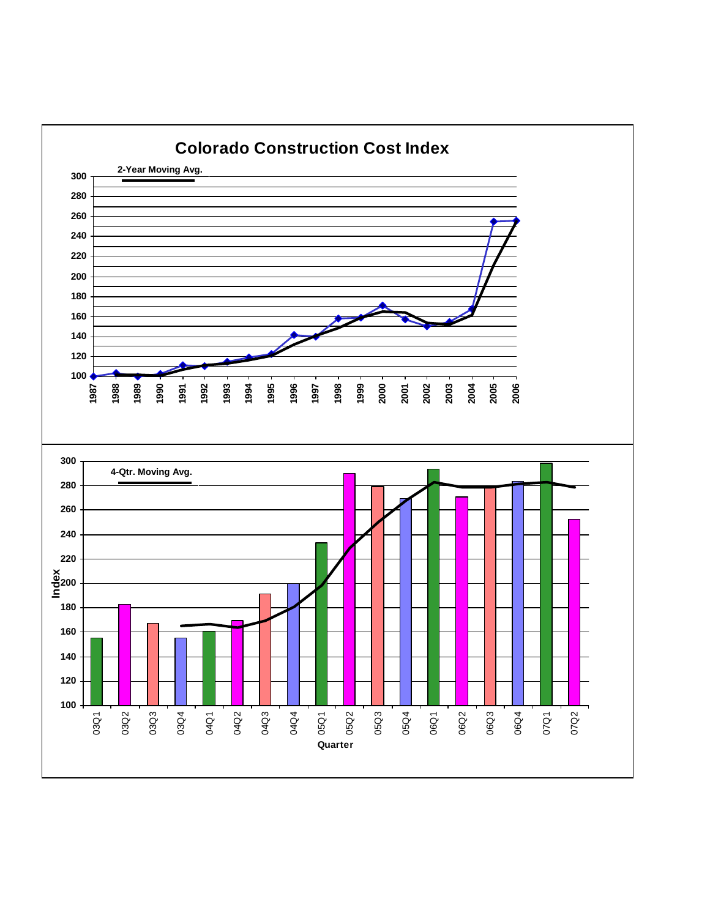# Colorado Construction Cost Index

2-Year Moving Avg.

4-Qtr. Moving Avg.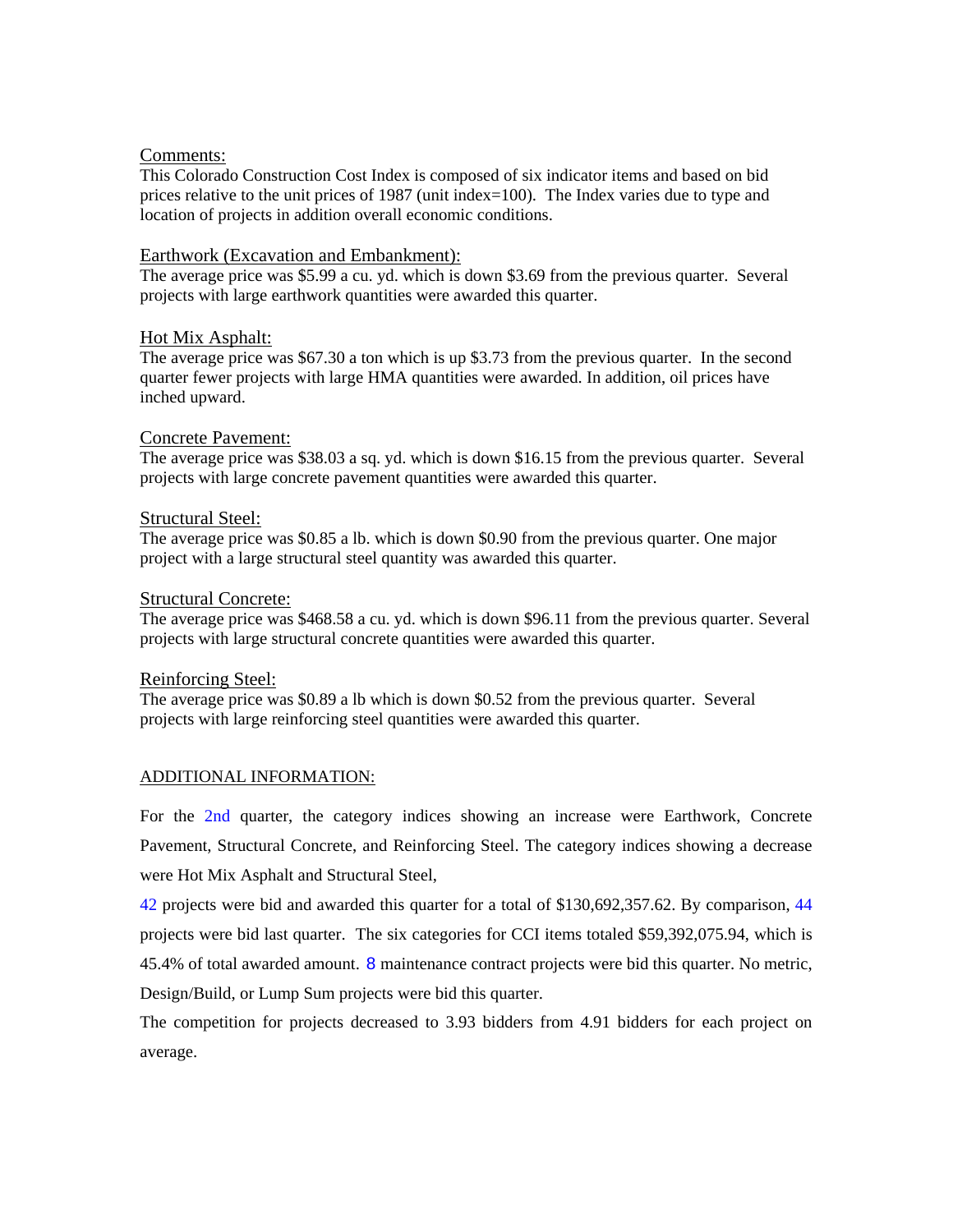Comments:
This Colorado Construction Cost Index is composed of six indicator items and based on bid prices relative to the unit prices of 1987 (unit index=100). The Index varies due to type and location of projects in addition overall economic conditions.

Earthwork (Excavation and Embankment):
The average price was $5.99 a cu. yd. which is down $3.69 from the previous quarter. Several projects with large earthwork quantities were awarded this quarter.

Hot Mix Asphalt:
The average price was $67.30 a ton which is up $3.73 from the previous quarter. In the second quarter fewer projects with large HMA quantities were awarded. In addition, oil prices have inched upward.

Concrete Pavement:
The average price was $38.03 a sq. yd. which is down $16.15 from the previous quarter. Several projects with large concrete pavement quantities were awarded this quarter.

Structural Steel:
The average price was $0.85 a lb. which is down $0.90 from the previous quarter. One major project with a large structural steel quantity was awarded this quarter.

Structural Concrete:
The average price was $468.58 a cu. yd. which is down $96.11 from the previous quarter. Several projects with large structural concrete quantities were awarded this quarter.

Reinforcing Steel:
The average price was $0.89 a lb which is down $0.52 from the previous quarter. Several projects with large reinforcing steel quantities were awarded this quarter.

ADDITIONAL INFORMATION:

For the 2nd quarter, the category indices showing an increase were Earthwork, Concrete Pavement, Structural Concrete, and Reinforcing Steel. The category indices showing a decrease were Hot Mix Asphalt and Structural Steel,

42 projects were bid and awarded this quarter for a total of $130,692,357.62. By comparison, 44 projects were bid last quarter. The six categories for CCI items totaled $59,392,075.94, which is 45.4% of total awarded amount. 8 maintenance contract projects were bid this quarter. No metric, Design/Build, or Lump Sum projects were bid this quarter.

The competition for projects decreased to 3.93 bidders from 4.91 bidders for each project on average.